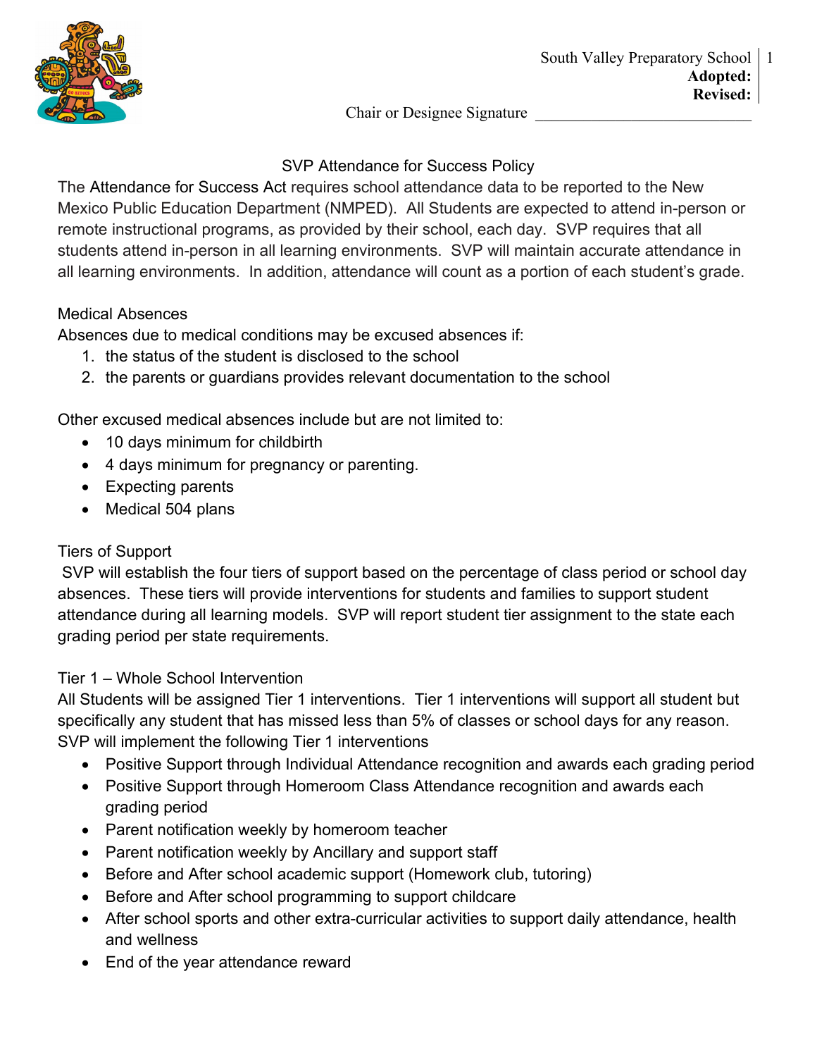South Valley Preparatory School
**Adopted:**
**Revised:**

Chair or Designee Signature ____________________________

# SVP Attendance for Success Policy

The Attendance for Success Act requires school attendance data to be reported to the New Mexico Public Education Department (NMPED). All Students are expected to attend in-person or remote instructional programs, as provided by their school, each day. SVP requires that all students attend in-person in all learning environments. SVP will maintain accurate attendance in all learning environments. In addition, attendance will count as a portion of each student's grade.

## Medical Absences

Absences due to medical conditions may be excused absences if:

1. the status of the student is disclosed to the school
2. the parents or guardians provides relevant documentation to the school

Other excused medical absences include but are not limited to:

- 10 days minimum for childbirth
- 4 days minimum for pregnancy or parenting.
- Expecting parents
- Medical 504 plans

## Tiers of Support

SVP will establish the four tiers of support based on the percentage of class period or school day absences. These tiers will provide interventions for students and families to support student attendance during all learning models. SVP will report student tier assignment to the state each grading period per state requirements.

### Tier 1 – Whole School Intervention

All Students will be assigned Tier 1 interventions. Tier 1 interventions will support all student but specifically any student that has missed less than 5% of classes or school days for any reason. SVP will implement the following Tier 1 interventions

- Positive Support through Individual Attendance recognition and awards each grading period
- Positive Support through Homeroom Class Attendance recognition and awards each grading period
- Parent notification weekly by homeroom teacher
- Parent notification weekly by Ancillary and support staff
- Before and After school academic support (Homework club, tutoring)
- Before and After school programming to support childcare
- After school sports and other extra-curricular activities to support daily attendance, health and wellness
- End of the year attendance reward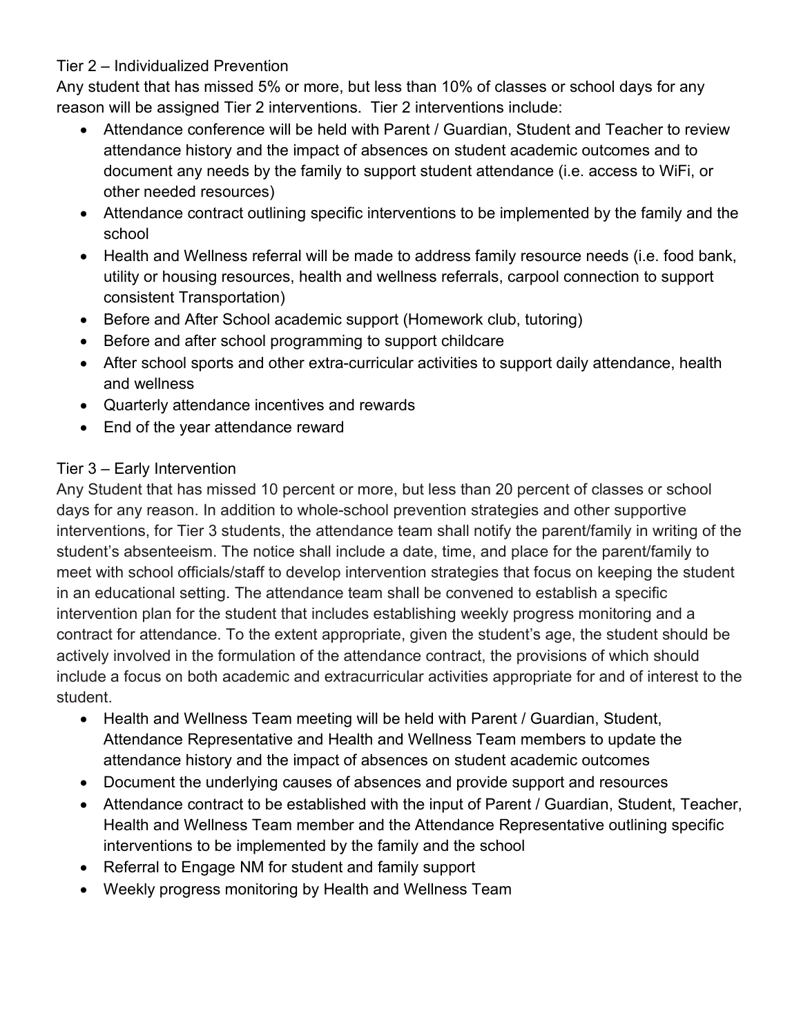## Tier 2 – Individualized Prevention

Any student that has missed 5% or more, but less than 10% of classes or school days for any reason will be assigned Tier 2 interventions. Tier 2 interventions include:

- Attendance conference will be held with Parent / Guardian, Student and Teacher to review attendance history and the impact of absences on student academic outcomes and to document any needs by the family to support student attendance (i.e. access to WiFi, or other needed resources)
- Attendance contract outlining specific interventions to be implemented by the family and the school
- Health and Wellness referral will be made to address family resource needs (i.e. food bank, utility or housing resources, health and wellness referrals, carpool connection to support consistent Transportation)
- Before and After School academic support (Homework club, tutoring)
- Before and after school programming to support childcare
- After school sports and other extra-curricular activities to support daily attendance, health and wellness
- Quarterly attendance incentives and rewards
- End of the year attendance reward

## Tier 3 – Early Intervention

Any Student that has missed 10 percent or more, but less than 20 percent of classes or school days for any reason. In addition to whole-school prevention strategies and other supportive interventions, for Tier 3 students, the attendance team shall notify the parent/family in writing of the student's absenteeism. The notice shall include a date, time, and place for the parent/family to meet with school officials/staff to develop intervention strategies that focus on keeping the student in an educational setting. The attendance team shall be convened to establish a specific intervention plan for the student that includes establishing weekly progress monitoring and a contract for attendance. To the extent appropriate, given the student's age, the student should be actively involved in the formulation of the attendance contract, the provisions of which should include a focus on both academic and extracurricular activities appropriate for and of interest to the student.

- Health and Wellness Team meeting will be held with Parent / Guardian, Student, Attendance Representative and Health and Wellness Team members to update the attendance history and the impact of absences on student academic outcomes
- Document the underlying causes of absences and provide support and resources
- Attendance contract to be established with the input of Parent / Guardian, Student, Teacher, Health and Wellness Team member and the Attendance Representative outlining specific interventions to be implemented by the family and the school
- Referral to Engage NM for student and family support
- Weekly progress monitoring by Health and Wellness Team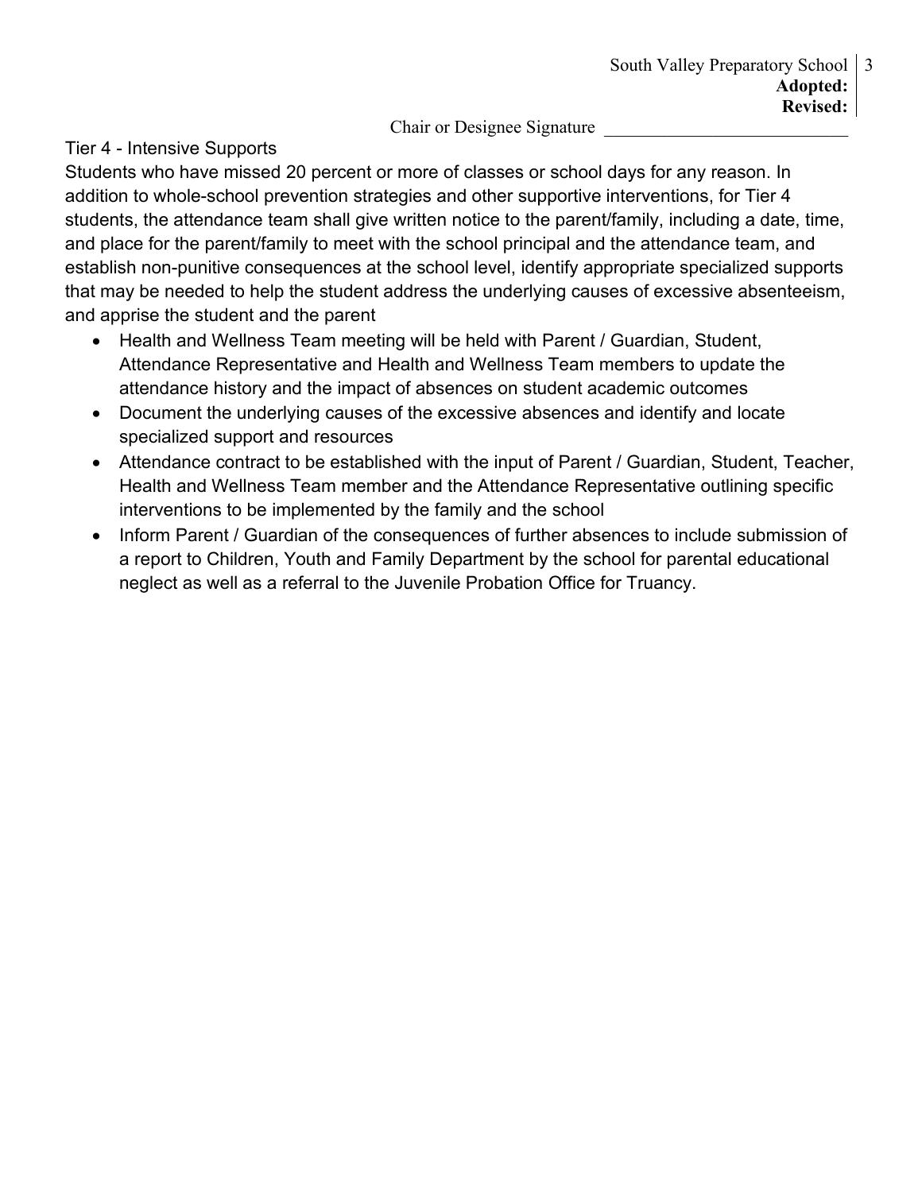Tier 4 - Intensive Supports

Students who have missed 20 percent or more of classes or school days for any reason. In addition to whole-school prevention strategies and other supportive interventions, for Tier 4 students, the attendance team shall give written notice to the parent/family, including a date, time, and place for the parent/family to meet with the school principal and the attendance team, and establish non-punitive consequences at the school level, identify appropriate specialized supports that may be needed to help the student address the underlying causes of excessive absenteeism, and apprise the student and the parent

- Health and Wellness Team meeting will be held with Parent / Guardian, Student, Attendance Representative and Health and Wellness Team members to update the attendance history and the impact of absences on student academic outcomes
- Document the underlying causes of the excessive absences and identify and locate specialized support and resources
- Attendance contract to be established with the input of Parent / Guardian, Student, Teacher, Health and Wellness Team member and the Attendance Representative outlining specific interventions to be implemented by the family and the school
- Inform Parent / Guardian of the consequences of further absences to include submission of a report to Children, Youth and Family Department by the school for parental educational neglect as well as a referral to the Juvenile Probation Office for Truancy.